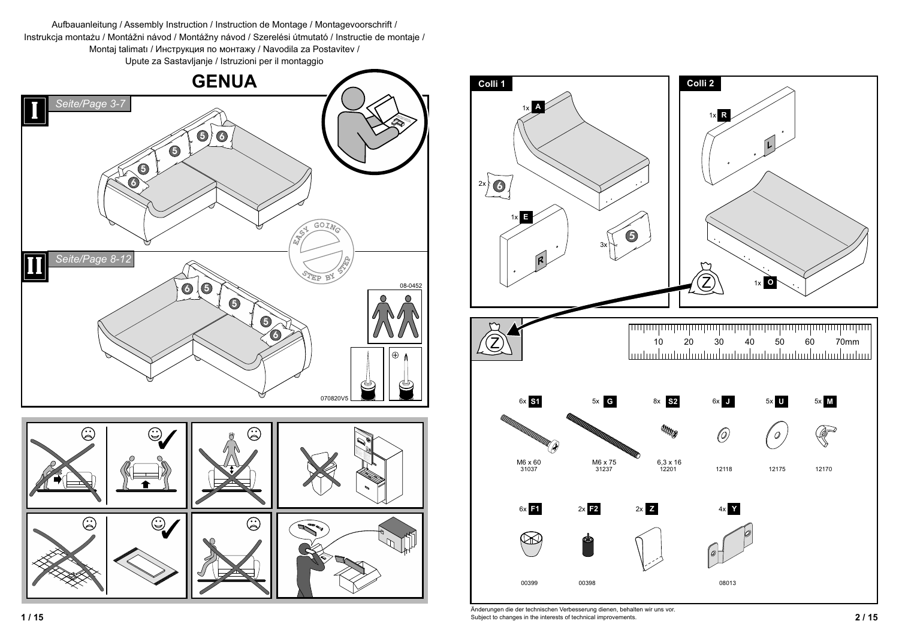Aufbauanleitung / Assembly Instruction / Instruction de Montage / Montagevoorschrift /
Instrukcja montażu / Montážni návod / Montážny návod / Szerelési útmutató / Instructie de montaje /
Montaj talimatı / Инструкция по монтажу / Navodila za Postavitev /
Upute za Sastavljanje / Istruzioni per il montaggio

# GENUA

**I** Seite/Page 3-7

**II** Seite/Page 8-12

EASY GOING STEP BY STEP

08-0452

070820V5

## Colli 1

- 1x A
- 2x 6
- 1x E
- 3x 5

## Colli 2

- 1x R
- 1x O
- Z

## Z

10 20 30 40 50 60 70mm

| Qty | Part | Size | No. |
|---|---|---|---|
| 6x | S1 | M6 x 60 | 31037 |
| 5x | G | M6 x 75 | 31237 |
| 8x | S2 | 6,3 x 16 | 12201 |
| 6x | J | | 12118 |
| 5x | U | | 12175 |
| 5x | M | | 12170 |
| 6x | F1 | | 00399 |
| 2x | F2 | | 00398 |
| 2x | Z | | |
| 4x | Y | | 08013 |

Änderungen die der technischen Verbesserung dienen, behalten wir uns vor.
Subject to changes in the interests of technical improvements.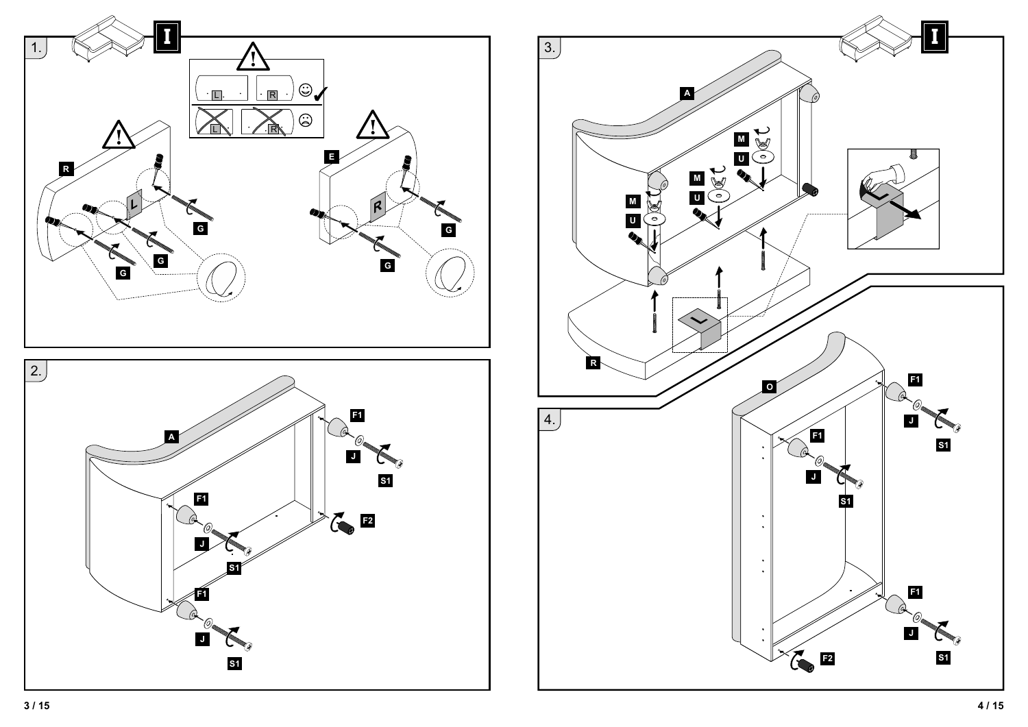1.

I

L R

R E

G G G G G

2.

A

F1 J S1

F2

3.

I

A

M U

R

4.

O

F1 J S1

F2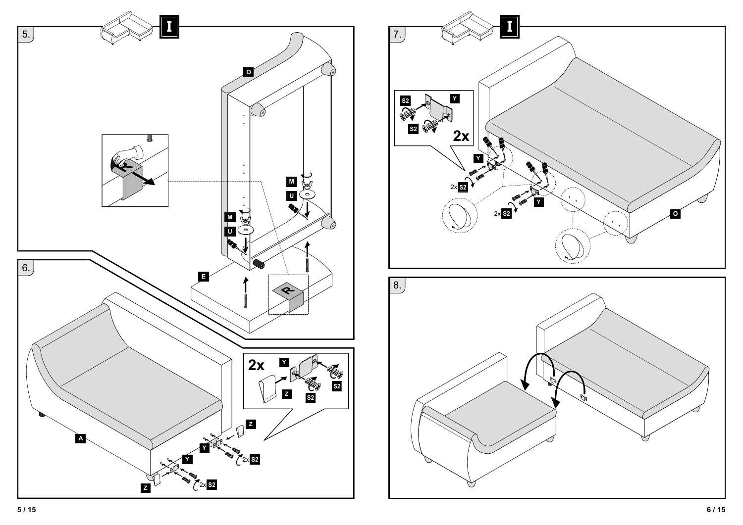5.

I

O

M

U

M

U

E

R

R

6.

A

2x

Y

Z

S2

S2

Z

Y

Y

2x S2

2x S2

Z

7.

I

S2

Y

S2

2x

Y

2x S2

2x S2

Y

O

8.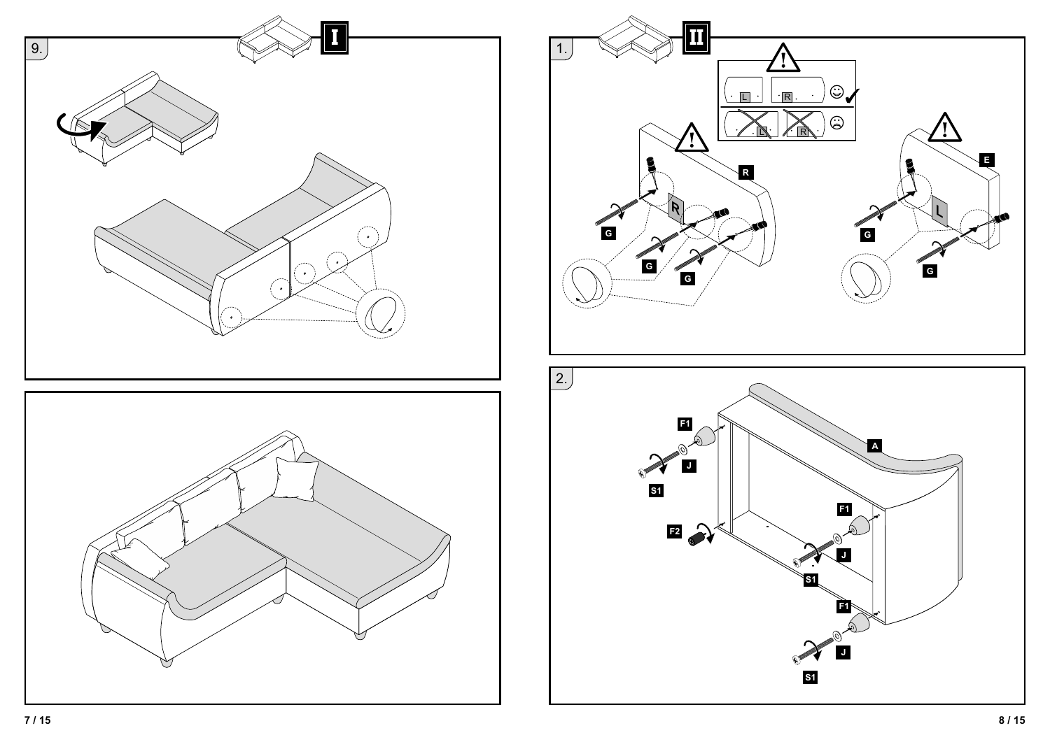9.

I

II

1.

L R

L R

R

G

G

G

E

G

G

L

2.

A

F1

J

S1

F2

F1

J

S1

F1

J

S1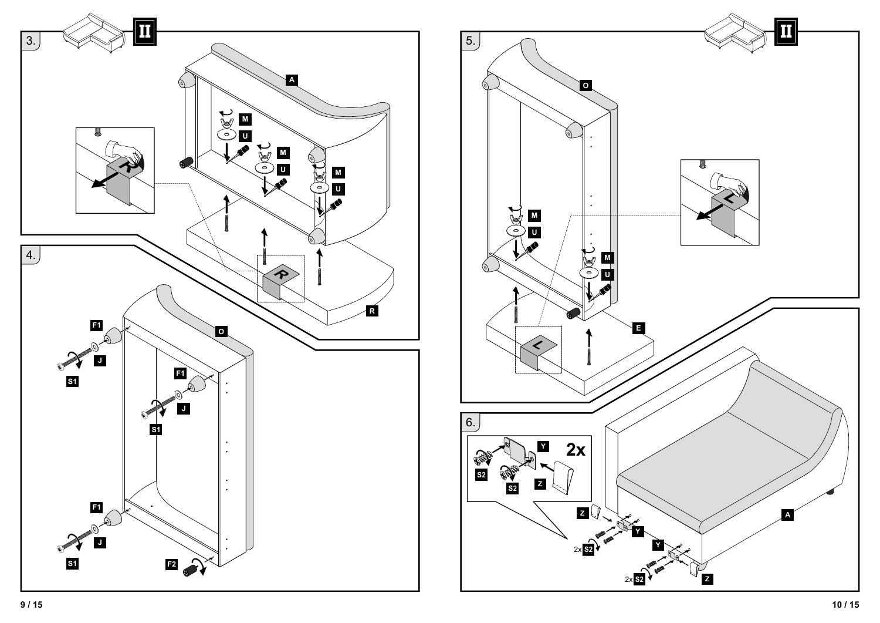3.

II

A

M

U

M

U

M

U

R

R

4.

O

F1

J

S1

F1

J

S1

F1

J

S1

F2

5.

II

O

M

U

M

U

L

L

E

6.

Y

2x

S2

S2

Z

Z

Y

2x S2

Y

2x S2

Z

A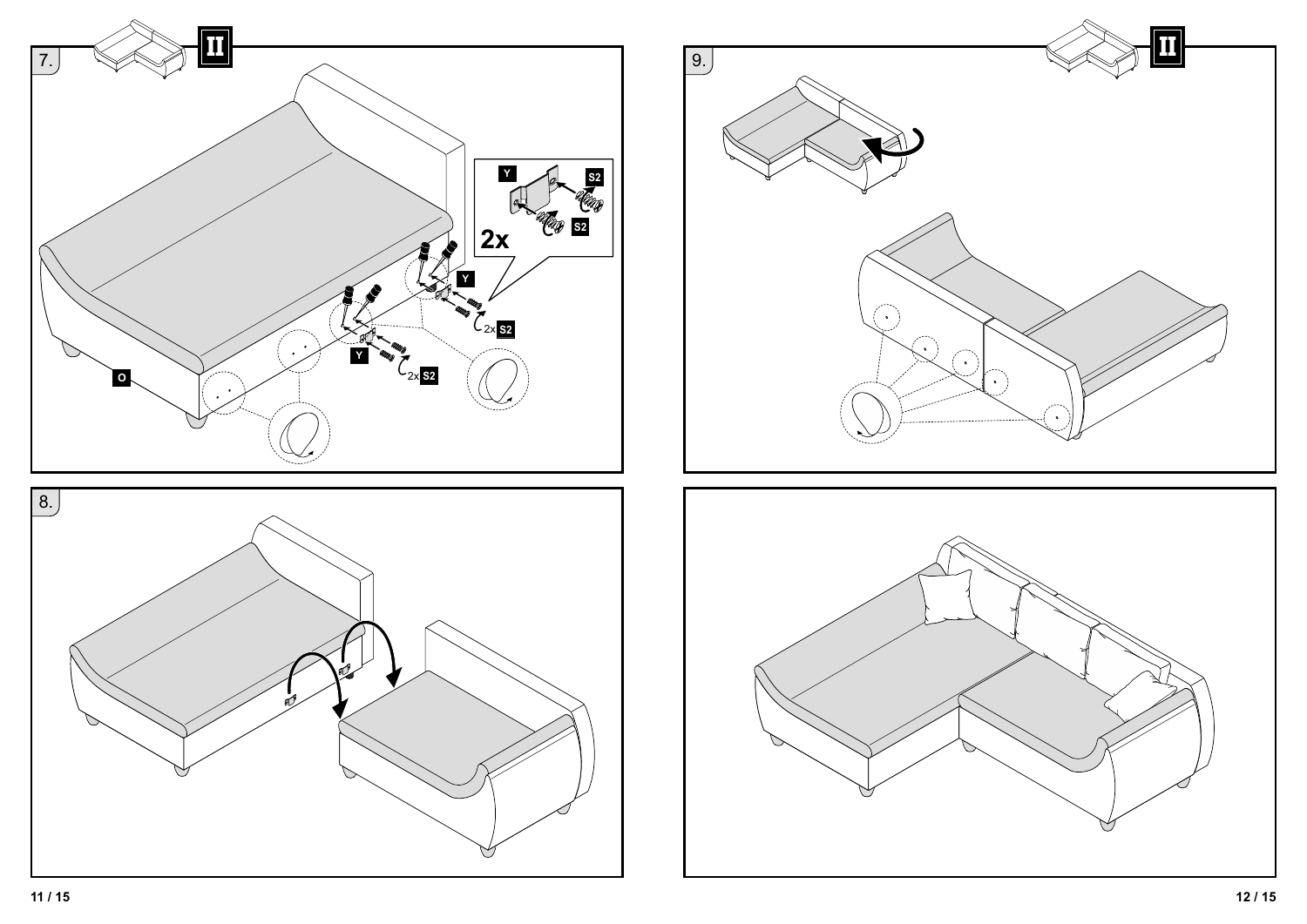7.

II

Y

S2

S2

2x

Y

2x S2

Y

2x S2

O

8.

9.

II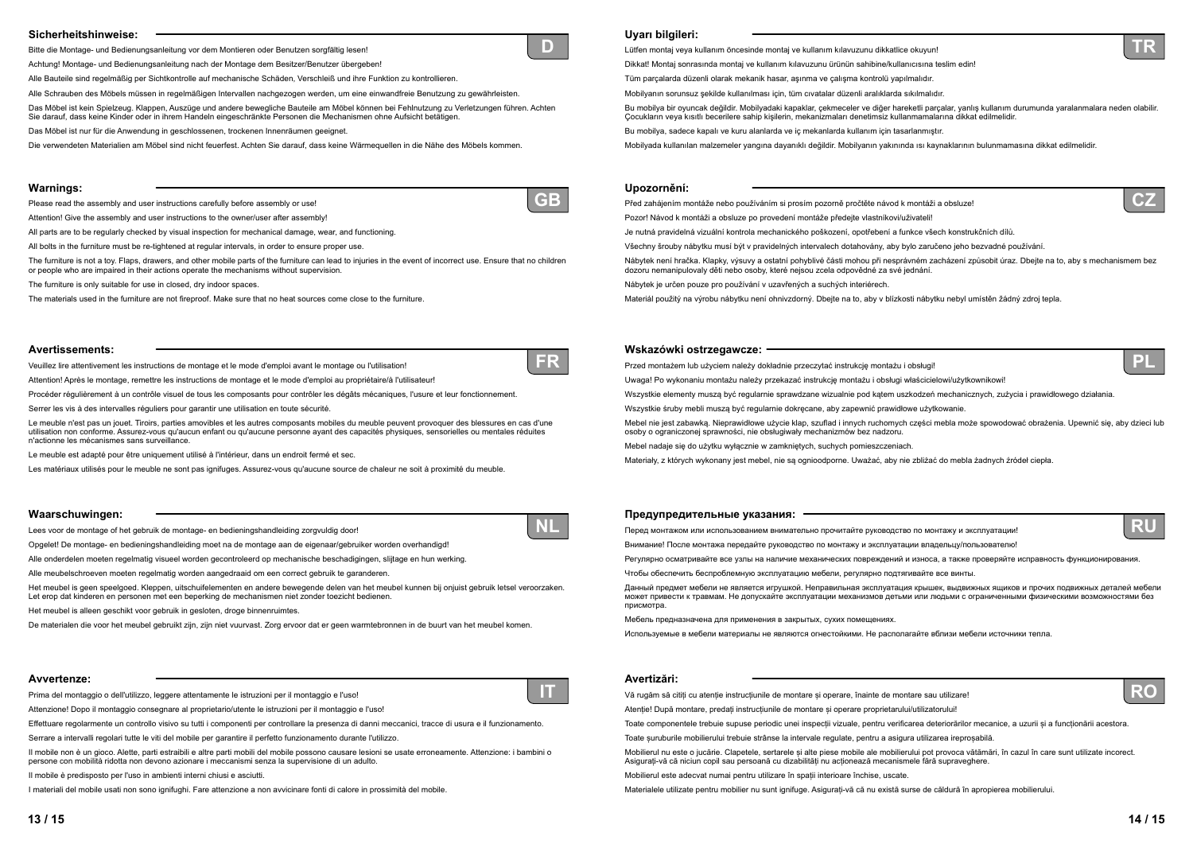## Sicherheitshinweise:

**D**

Bitte die Montage- und Bedienungsanleitung vor dem Montieren oder Benutzen sorgfältig lesen!

Achtung! Montage- und Bedienungsanleitung nach der Montage dem Besitzer/Benutzer übergeben!

Alle Bauteile sind regelmäßig per Sichtkontrolle auf mechanische Schäden, Verschleiß und ihre Funktion zu kontrollieren.

Alle Schrauben des Möbels müssen in regelmäßigen Intervallen nachgezogen werden, um eine einwandfreie Benutzung zu gewährleisten.

Das Möbel ist kein Spielzeug. Klappen, Auszüge und andere bewegliche Bauteile am Möbel können bei Fehlnutzung zu Verletzungen führen. Achten Sie darauf, dass keine Kinder oder in ihrem Handeln eingeschränkte Personen die Mechanismen ohne Aufsicht betätigen.

Das Möbel ist nur für die Anwendung in geschlossenen, trockenen Innenräumen geeignet.

Die verwendeten Materialien am Möbel sind nicht feuerfest. Achten Sie darauf, dass keine Wärmequellen in die Nähe des Möbels kommen.

## Warnings:

**GB**

Please read the assembly and user instructions carefully before assembly or use!

Attention! Give the assembly and user instructions to the owner/user after assembly!

All parts are to be regularly checked by visual inspection for mechanical damage, wear, and functioning.

All bolts in the furniture must be re-tightened at regular intervals, in order to ensure proper use.

The furniture is not a toy. Flaps, drawers, and other mobile parts of the furniture can lead to injuries in the event of incorrect use. Ensure that no children or people who are impaired in their actions operate the mechanisms without supervision.

The furniture is only suitable for use in closed, dry indoor spaces.

The materials used in the furniture are not fireproof. Make sure that no heat sources come close to the furniture.

## Avertissements:

**FR**

Veuillez lire attentivement les instructions de montage et le mode d'emploi avant le montage ou l'utilisation!

Attention! Après le montage, remettre les instructions de montage et le mode d'emploi au propriétaire/à l'utilisateur!

Procéder régulièrement à un contrôle visuel de tous les composants pour contrôler les dégâts mécaniques, l'usure et leur fonctionnement.

Serrer les vis à des intervalles réguliers pour garantir une utilisation en toute sécurité.

Le meuble n'est pas un jouet. Tiroirs, parties amovibles et les autres composants mobiles du meuble peuvent provoquer des blessures en cas d'une utilisation non conforme. Assurez-vous qu'aucun enfant ou qu'aucune personne ayant des capacités physiques, sensorielles ou mentales réduites n'actionne les mécanismes sans surveillance.

Le meuble est adapté pour être uniquement utilisé à l'intérieur, dans un endroit fermé et sec.

Les matériaux utilisés pour le meuble ne sont pas ignifuges. Assurez-vous qu'aucune source de chaleur ne soit à proximité du meuble.

## Waarschuwingen:

**NL**

Lees voor de montage of het gebruik de montage- en bedieningshandleiding zorgvuldig door!

Opgelet! De montage- en bedieningshandleiding moet na de montage aan de eigenaar/gebruiker worden overhandigd!

Alle onderdelen moeten regelmatig visueel worden gecontroleerd op mechanische beschadigingen, slijtage en hun werking.

Alle meubelschroeven moeten regelmatig worden aangedraaid om een correct gebruik te garanderen.

Het meubel is geen speelgoed. Kleppen, uitschuifelementen en andere bewegende delen van het meubel kunnen bij onjuist gebruik letsel veroorzaken. Let erop dat kinderen en personen met een beperking de mechanismen niet zonder toezicht bedienen.

Het meubel is alleen geschikt voor gebruik in gesloten, droge binnenruimtes.

De materialen die voor het meubel gebruikt zijn, zijn niet vuurvast. Zorg ervoor dat er geen warmtebronnen in de buurt van het meubel komen.

## Avvertenze:

**IT**

Prima del montaggio o dell'utilizzo, leggere attentamente le istruzioni per il montaggio e l'uso!

Attenzione! Dopo il montaggio consegnare al proprietario/utente le istruzioni per il montaggio e l'uso!

Effettuare regolarmente un controllo visivo su tutti i componenti per controllare la presenza di danni meccanici, tracce di usura e il funzionamento.

Serrare a intervalli regolari tutte le viti del mobile per garantire il perfetto funzionamento durante l'utilizzo.

Il mobile non è un gioco. Alette, parti estraibili e altre parti mobili del mobile possono causare lesioni se usate erroneamente. Attenzione: i bambini o persone con mobilità ridotta non devono azionare i meccanismi senza la supervisione di un adulto.

Il mobile è predisposto per l'uso in ambienti interni chiusi e asciutti.

I materiali del mobile usati non sono ignifughi. Fare attenzione a non avvicinare fonti di calore in prossimità del mobile.

## Uyarı bilgileri:

**TR**

Lütfen montaj veya kullanım öncesinde montaj ve kullanım kılavuzunu dikkatlice okuyun!

Dikkat! Montaj sonrasında montaj ve kullanım kılavuzunu ürünün sahibine/kullanıcısına teslim edin!

Tüm parçalarda düzenli olarak mekanik hasar, aşınma ve çalışma kontrolü yapılmalıdır.

Mobilyanın sorunsuz şekilde kullanılması için, tüm cıvatalar düzenli aralıklarda sıkılmalıdır.

Bu mobilya bir oyuncak değildir. Mobilyadaki kapaklar, çekmeceler ve diğer hareketli parçalar, yanlış kullanım durumunda yaralanmalara neden olabilir. Çocukların veya kısıtlı becerilere sahip kişilerin, mekanizmaları denetimsiz kullanmamalarına dikkat edilmelidir.

Bu mobilya, sadece kapalı ve kuru alanlarda ve iç mekanlarda kullanım için tasarlanmıştır.

Mobilyada kullanılan malzemeler yangına dayanıklı değildir. Mobilyanın yakınında ısı kaynaklarının bulunmamasına dikkat edilmelidir.

## Upozornění:

**CZ**

Před zahájením montáže nebo používáním si prosím pozorně pročtěte návod k montáži a obsluze!

Pozor! Návod k montáži a obsluze po provedení montáže předejte vlastníkovi/uživateli!

Je nutná pravidelná vizuální kontrola mechanického poškození, opotřebení a funkce všech konstrukčních dílů.

Všechny šrouby nábytku musí být v pravidelných intervalech dotahovány, aby bylo zaručeno jeho bezvadné používání.

Nábytek není hračka. Klapky, výsuvy a ostatní pohyblivé části mohou při nesprávném zacházení způsobit úraz. Dbejte na to, aby s mechanismem bez dozoru nemanipulovaly děti nebo osoby, které nejsou zcela odpovědné za své jednání.

Nábytek je určen pouze pro používání v uzavřených a suchých interiérech.

Materiál použitý na výrobu nábytku není ohnivzdorný. Dbejte na to, aby v blízkosti nábytku nebyl umístěn žádný zdroj tepla.

## Wskazówki ostrzegawcze:

**PL**

Przed montażem lub użyciem należy dokładnie przeczytać instrukcję montażu i obsługi!

Uwaga! Po wykonaniu montażu należy przekazać instrukcję montażu i obsługi właścicielowi/użytkownikowi!

Wszystkie elementy muszą być regularnie sprawdzane wizualnie pod kątem uszkodzeń mechanicznych, zużycia i prawidłowego działania.

Wszystkie śruby mebli muszą być regularnie dokręcane, aby zapewnić prawidłowe użytkowanie.

Mebel nie jest zabawką. Nieprawidłowe użycie klap, szuflad i innych ruchomych części mebla może spowodować obrażenia. Upewnić się, aby dzieci lub osoby o ograniczonej sprawności, nie obsługiwały mechanizmów bez nadzoru.

Mebel nadaje się do użytku wyłącznie w zamkniętych, suchych pomieszczeniach.

Materiały, z których wykonany jest mebel, nie są ognioodporne. Uważać, aby nie zbliżać do mebla żadnych źródeł ciepła.

## Предупредительные указания:

**RU**

Перед монтажом или использованием внимательно прочитайте руководство по монтажу и эксплуатации!

Внимание! После монтажа передайте руководство по монтажу и эксплуатации владельцу/пользователю!

Регулярно осматривайте все узлы на наличие механических повреждений и износа, а также проверяйте исправность функционирования.

Чтобы обеспечить беспроблемную эксплуатацию мебели, регулярно подтягивайте все винты.

Данный предмет мебели не является игрушкой. Неправильная эксплуатация крышек, выдвижных ящиков и прочих подвижных деталей мебели может привести к травмам. Не допускайте эксплуатации механизмов детьми или людьми с ограниченными физическими возможностями без присмотра.

Мебель предназначена для применения в закрытых, сухих помещениях.

Используемые в мебели материалы не являются огнестойкими. Не располагайте вблизи мебели источники тепла.

## Avertizări:

**RO**

Vă rugăm să citiți cu atenție instrucțiunile de montare și operare, înainte de montare sau utilizare!

Atenție! După montare, predați instrucțiunile de montare și operare proprietarului/utilizatorului!

Toate componentele trebuie supuse periodic unei inspecții vizuale, pentru verificarea deteriorărilor mecanice, a uzurii și a funcționării acestora.

Toate șuruburile mobilierului trebuie strânse la intervale regulate, pentru a asigura utilizarea ireproșabilă.

Mobilierul nu este o jucărie. Clapetele, sertarele și alte piese mobile ale mobilierului pot provoca vătămări, în cazul în care sunt utilizate incorect. Asigurați-vă că niciun copil sau persoană cu dizabilități nu acționează mecanismele fără supraveghere.

Mobilierul este adecvat numai pentru utilizare în spații interioare închise, uscate.

Materialele utilizate pentru mobilier nu sunt ignifuge. Asigurați-vă că nu există surse de căldură în apropierea mobilierului.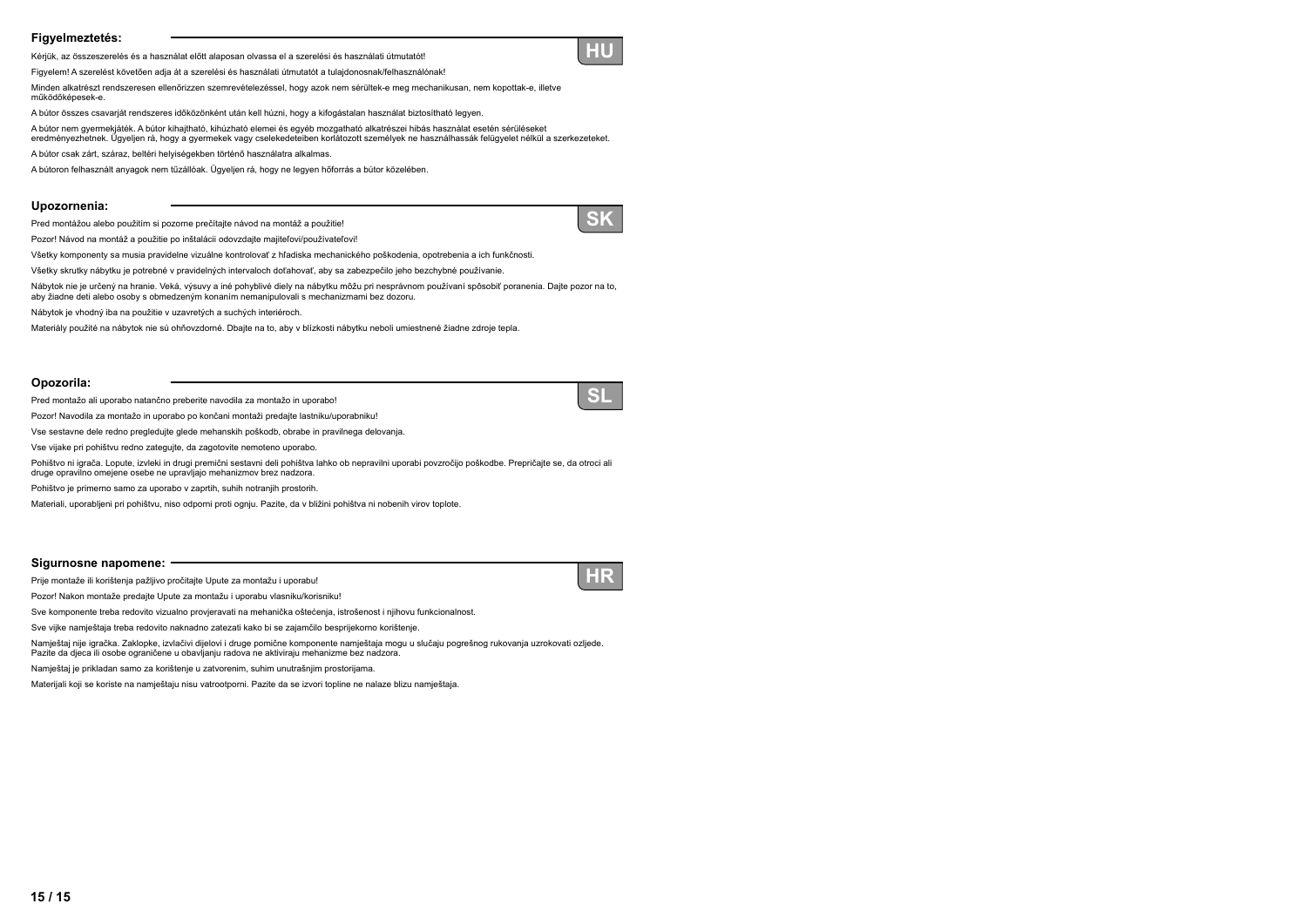## Figyelmeztetés:

**HU**

Kérjük, az összeszerelés és a használat előtt alaposan olvassa el a szerelési és használati útmutatót!

Figyelem! A szerelést követően adja át a szerelési és használati útmutatót a tulajdonosnak/felhasználónak!

Minden alkatrészt rendszeresen ellenőrizzen szemrevételezéssel, hogy azok nem sérültek-e meg mechanikusan, nem kopottak-e, illetve működőképesek-e.

A bútor összes csavarját rendszeres időközönként után kell húzni, hogy a kifogástalan használat biztosítható legyen.

A bútor nem gyermekjáték. A bútor kihajtható, kihúzható elemei és egyéb mozgatható alkatrészei hibás használat esetén sérüléseket eredményezhetnek. Ügyeljen rá, hogy a gyermekek vagy cselekedeteiben korlátozott személyek ne használhassák felügyelet nélkül a szerkezeteket.

A bútor csak zárt, száraz, beltéri helyiségekben történő használatra alkalmas.

A bútoron felhasznált anyagok nem tűzállóak. Ügyeljen rá, hogy ne legyen hőforrás a bútor közelében.

## Upozornenia:

**SK**

Pred montážou alebo použitím si pozorne prečítajte návod na montáž a použitie!

Pozor! Návod na montáž a použitie po inštalácii odovzdajte majiteľovi/používateľovi!

Všetky komponenty sa musia pravidelne vizuálne kontrolovať z hľadiska mechanického poškodenia, opotrebenia a ich funkčnosti.

Všetky skrutky nábytku je potrebné v pravidelných intervaloch doťahovať, aby sa zabezpečilo jeho bezchybné používanie.

Nábytok nie je určený na hranie. Veká, výsuvy a iné pohyblivé diely na nábytku môžu pri nesprávnom používaní spôsobiť poranenia. Dajte pozor na to, aby žiadne deti alebo osoby s obmedzeným konaním nemanipulovali s mechanizmami bez dozoru.

Nábytok je vhodný iba na použitie v uzavretých a suchých interiéroch.

Materiály použité na nábytok nie sú ohňovzdorné. Dbajte na to, aby v blízkosti nábytku neboli umiestnené žiadne zdroje tepla.

## Opozorila:

**SL**

Pred montažo ali uporabo natančno preberite navodila za montažo in uporabo!

Pozor! Navodila za montažo in uporabo po končani montaži predajte lastniku/uporabniku!

Vse sestavne dele redno pregledujte glede mehanskih poškodb, obrabe in pravilnega delovanja.

Vse vijake pri pohištvu redno zategujte, da zagotovite nemoteno uporabo.

Pohištvo ni igrača. Lopute, izvleki in drugi premični sestavni deli pohištva lahko ob nepravilni uporabi povzročijo poškodbe. Prepričajte se, da otroci ali druge opravilno omejene osebe ne upravljajo mehanizmov brez nadzora.

Pohištvo je primerno samo za uporabo v zaprtih, suhih notranjih prostorih.

Materiali, uporabljeni pri pohištvu, niso odporni proti ognju. Pazite, da v bližini pohištva ni nobenih virov toplote.

## Sigurnosne napomene:

**HR**

Prije montaže ili korištenja pažljivo pročitajte Upute za montažu i uporabu!

Pozor! Nakon montaže predajte Upute za montažu i uporabu vlasniku/korisniku!

Sve komponente treba redovito vizualno provjeravati na mehanička oštećenja, istrošenost i njihovu funkcionalnost.

Sve vijke namještaja treba redovito naknadno zatezati kako bi se zajamčilo besprijekorno korištenje.

Namještaj nije igračka. Zaklopke, izvlačivi dijelovi i druge pomične komponente namještaja mogu u slučaju pogrešnog rukovanja uzrokovati ozljede. Pazite da djeca ili osobe ograničene u obavljanju radova ne aktiviraju mehanizme bez nadzora.

Namještaj je prikladan samo za korištenje u zatvorenim, suhim unutrašnjim prostorijama.

Materijali koji se koriste na namještaju nisu vatrootporni. Pazite da se izvori topline ne nalaze blizu namještaja.